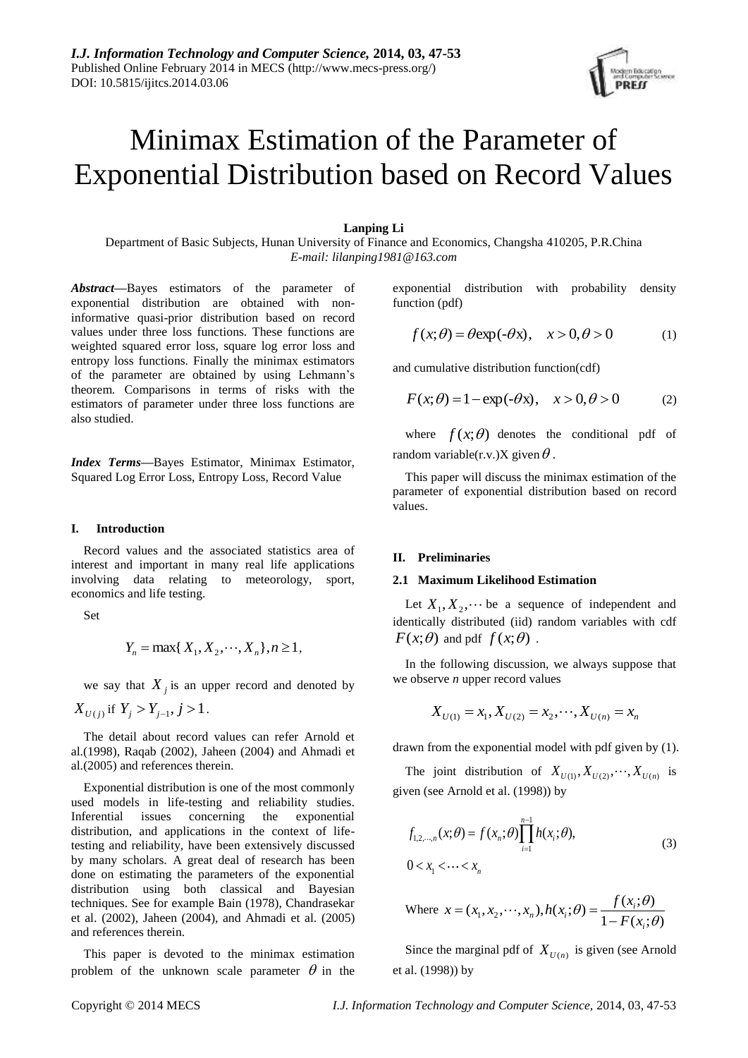# Minimax Estimation of the Parameter of Exponential Distribution based on Record Values

**Lanping Li**

Department of Basic Subjects, Hunan University of Finance and Economics, Changsha 410205, P.R.China

*E-mail: lilanping1981@163.com*

***Abstract*****—**Bayes estimators of the parameter of exponential distribution are obtained with non-informative quasi-prior distribution based on record values under three loss functions. These functions are weighted squared error loss, square log error loss and entropy loss functions. Finally the minimax estimators of the parameter are obtained by using Lehmann's theorem. Comparisons in terms of risks with the estimators of parameter under three loss functions are also studied.

***Index Terms*****—**Bayes Estimator, Minimax Estimator, Squared Log Error Loss, Entropy Loss, Record Value

## I. Introduction

Record values and the associated statistics area of interest and important in many real life applications involving data relating to meteorology, sport, economics and life testing.

Set

$$Y_n = \max\{X_1, X_2, \cdots, X_n\}, n \geq 1,$$

we say that $X_j$ is an upper record and denoted by $X_{U(j)}$ if $Y_j > Y_{j-1}, j > 1$.

The detail about record values can refer Arnold et al.(1998), Raqab (2002), Jaheen (2004) and Ahmadi et al.(2005) and references therein.

Exponential distribution is one of the most commonly used models in life-testing and reliability studies. Inferential issues concerning the exponential distribution, and applications in the context of life-testing and reliability, have been extensively discussed by many scholars. A great deal of research has been done on estimating the parameters of the exponential distribution using both classical and Bayesian techniques. See for example Bain (1978), Chandrasekar et al. (2002), Jaheen (2004), and Ahmadi et al. (2005) and references therein.

This paper is devoted to the minimax estimation problem of the unknown scale parameter $\theta$ in the exponential distribution with probability density function (pdf)

$$f(x;\theta) = \theta\exp(-\theta x), \quad x > 0, \theta > 0 \tag{1}$$

and cumulative distribution function(cdf)

$$F(x;\theta) = 1 - \exp(-\theta x), \quad x > 0, \theta > 0 \tag{2}$$

where $f(x;\theta)$ denotes the conditional pdf of random variable(r.v.)X given $\theta$.

This paper will discuss the minimax estimation of the parameter of exponential distribution based on record values.

## II. Preliminaries

### 2.1 Maximum Likelihood Estimation

Let $X_1, X_2, \cdots$ be a sequence of independent and identically distributed (iid) random variables with cdf $F(x;\theta)$ and pdf $f(x;\theta)$.

In the following discussion, we always suppose that we observe *n* upper record values

$$X_{U(1)} = x_1, X_{U(2)} = x_2, \cdots, X_{U(n)} = x_n$$

drawn from the exponential model with pdf given by (1).

The joint distribution of $X_{U(1)}, X_{U(2)}, \cdots, X_{U(n)}$ is given (see Arnold et al. (1998)) by

$$f_{1,2,\cdots,n}(x;\theta) = f(x_n;\theta)\prod_{i=1}^{n-1} h(x_i;\theta), \quad 0 < x_1 < \cdots < x_n \tag{3}$$

Where $x = (x_1, x_2, \cdots, x_n), h(x_i;\theta) = \dfrac{f(x_i;\theta)}{1 - F(x_i;\theta)}$

Since the marginal pdf of $X_{U(n)}$ is given (see Arnold et al. (1998)) by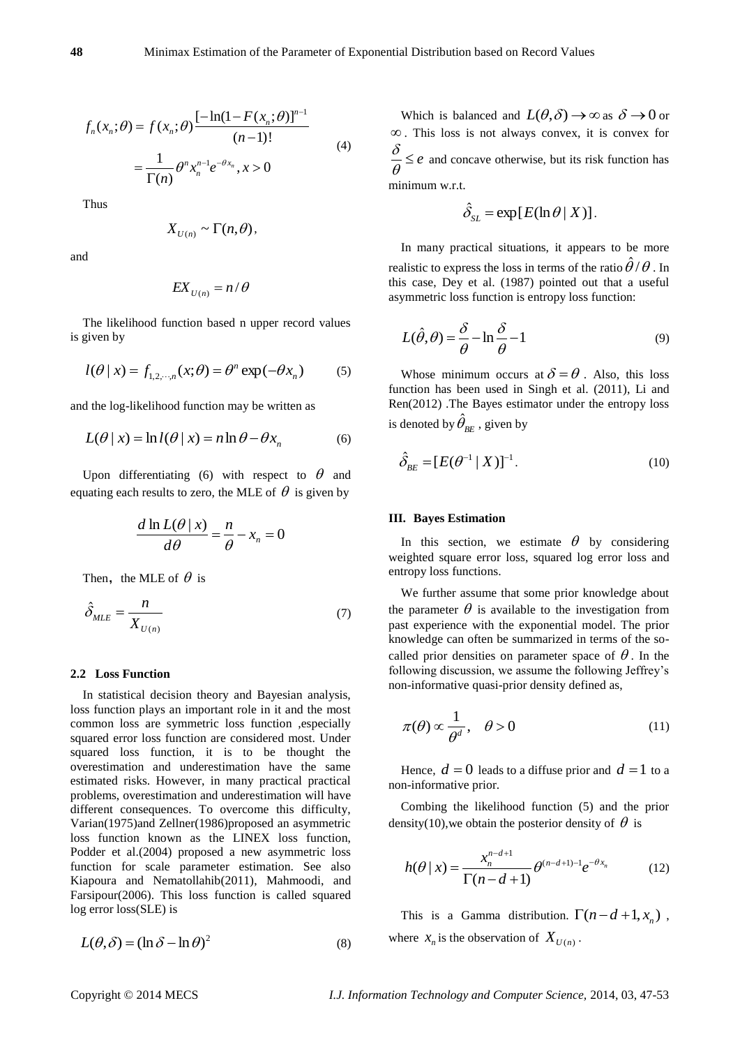$$f_n(x_n;\theta) = f(x_n;\theta)\frac{[-\ln(1-F(x_n;\theta)]^{n-1}}{(n-1)!}$$
$$= \frac{1}{\Gamma(n)}\theta^n x_n^{n-1} e^{-\theta x_n}, x > 0 \tag{4}$$

Thus

$$X_{U(n)} \sim \Gamma(n,\theta),$$

and

$$EX_{U(n)} = n/\theta$$

The likelihood function based n upper record values is given by

$$l(\theta \mid x) = f_{1,2,\cdots,n}(x;\theta) = \theta^n \exp(-\theta x_n) \tag{5}$$

and the log-likelihood function may be written as

$$L(\theta \mid x) = \ln l(\theta \mid x) = n \ln \theta - \theta x_n \tag{6}$$

Upon differentiating (6) with respect to $\theta$ and equating each results to zero, the MLE of $\theta$ is given by

$$\frac{d \ln L(\theta \mid x)}{d\theta} = \frac{n}{\theta} - x_n = 0$$

Then, the MLE of $\theta$ is

$$\hat{\delta}_{MLE} = \frac{n}{X_{U(n)}} \tag{7}$$

### 2.2 Loss Function

In statistical decision theory and Bayesian analysis, loss function plays an important role in it and the most common loss are symmetric loss function ,especially squared error loss function are considered most. Under squared loss function, it is to be thought the overestimation and underestimation have the same estimated risks. However, in many practical practical problems, overestimation and underestimation will have different consequences. To overcome this difficulty, Varian(1975)and Zellner(1986)proposed an asymmetric loss function known as the LINEX loss function, Podder et al.(2004) proposed a new asymmetric loss function for scale parameter estimation. See also Kiapoura and Nematollahib(2011), Mahmoodi, and Farsipour(2006). This loss function is called squared log error loss(SLE) is

$$L(\theta,\delta) = (\ln \delta - \ln \theta)^2 \tag{8}$$

Which is balanced and $L(\theta,\delta) \to \infty$ as $\delta \to 0$ or $\infty$. This loss is not always convex, it is convex for $\frac{\delta}{\theta} \le e$ and concave otherwise, but its risk function has minimum w.r.t.

$$\hat{\delta}_{SL} = \exp[E(\ln \theta \mid X)].$$

In many practical situations, it appears to be more realistic to express the loss in terms of the ratio $\hat{\theta}/\theta$. In this case, Dey et al. (1987) pointed out that a useful asymmetric loss function is entropy loss function:

$$L(\hat{\theta},\theta) = \frac{\delta}{\theta} - \ln\frac{\delta}{\theta} - 1 \tag{9}$$

Whose minimum occurs at $\delta = \theta$. Also, this loss function has been used in Singh et al. (2011), Li and Ren(2012) .The Bayes estimator under the entropy loss is denoted by $\hat{\theta}_{BE}$, given by

$$\hat{\delta}_{BE} = [E(\theta^{-1} \mid X)]^{-1}. \tag{10}$$

## III. Bayes Estimation

In this section, we estimate $\theta$ by considering weighted square error loss, squared log error loss and entropy loss functions.

We further assume that some prior knowledge about the parameter $\theta$ is available to the investigation from past experience with the exponential model. The prior knowledge can often be summarized in terms of the so-called prior densities on parameter space of $\theta$. In the following discussion, we assume the following Jeffrey's non-informative quasi-prior density defined as,

$$\pi(\theta) \propto \frac{1}{\theta^d}, \quad \theta > 0 \tag{11}$$

Hence, $d = 0$ leads to a diffuse prior and $d = 1$ to a non-informative prior.

Combing the likelihood function (5) and the prior density(10),we obtain the posterior density of $\theta$ is

$$h(\theta \mid x) = \frac{x_n^{n-d+1}}{\Gamma(n-d+1)}\theta^{(n-d+1)-1}e^{-\theta x_n} \tag{12}$$

This is a Gamma distribution. $\Gamma(n-d+1, x_n)$, where $x_n$ is the observation of $X_{U(n)}$.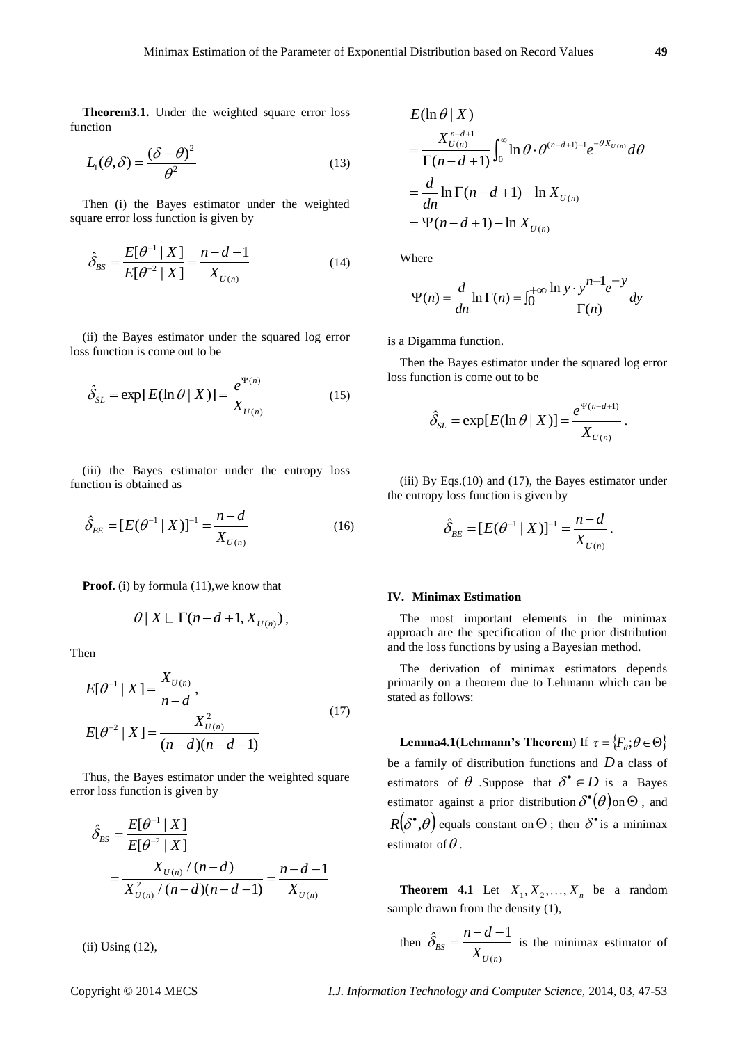**Theorem3.1.** Under the weighted square error loss function

$$L_1(\theta,\delta)=\frac{(\delta-\theta)^2}{\theta^2} \tag{13}$$

Then (i) the Bayes estimator under the weighted square error loss function is given by

$$\hat{\delta}_{BS}=\frac{E[\theta^{-1}\mid X]}{E[\theta^{-2}\mid X]}=\frac{n-d-1}{X_{U(n)}} \tag{14}$$

(ii) the Bayes estimator under the squared log error loss function is come out to be

$$\hat{\delta}_{SL}=\exp[E(\ln\theta\mid X)]=\frac{e^{\Psi(n)}}{X_{U(n)}} \tag{15}$$

(iii) the Bayes estimator under the entropy loss function is obtained as

$$\hat{\delta}_{BE}=[E(\theta^{-1}\mid X)]^{-1}=\frac{n-d}{X_{U(n)}} \tag{16}$$

**Proof.** (i) by formula (11),we know that

$$\theta\mid X \sim \Gamma(n-d+1, X_{U(n)}),$$

Then

$$E[\theta^{-1}\mid X]=\frac{X_{U(n)}}{n-d},$$
$$E[\theta^{-2}\mid X]=\frac{X_{U(n)}^2}{(n-d)(n-d-1)} \tag{17}$$

Thus, the Bayes estimator under the weighted square error loss function is given by

$$\hat{\delta}_{BS}=\frac{E[\theta^{-1}\mid X]}{E[\theta^{-2}\mid X]}=\frac{X_{U(n)}/(n-d)}{X_{U(n)}^2/(n-d)(n-d-1)}=\frac{n-d-1}{X_{U(n)}}$$

(ii) Using (12),

$$\begin{aligned}
&E(\ln\theta\mid X)\\
&=\frac{X_{U(n)}^{n-d+1}}{\Gamma(n-d+1)}\int_0^\infty \ln\theta\cdot\theta^{(n-d+1)-1}e^{-\theta X_{U(n)}}d\theta\\
&=\frac{d}{dn}\ln\Gamma(n-d+1)-\ln X_{U(n)}\\
&=\Psi(n-d+1)-\ln X_{U(n)}
\end{aligned}$$

Where

$$\Psi(n)=\frac{d}{dn}\ln\Gamma(n)=\int_0^{+\infty}\frac{\ln y\cdot y^{n-1}e^{-y}}{\Gamma(n)}dy$$

is a Digamma function.

Then the Bayes estimator under the squared log error loss function is come out to be

$$\hat{\delta}_{SL}=\exp[E(\ln\theta\mid X)]=\frac{e^{\Psi(n-d+1)}}{X_{U(n)}}.$$

(iii) By Eqs.(10) and (17), the Bayes estimator under the entropy loss function is given by

$$\hat{\delta}_{BE}=[E(\theta^{-1}\mid X)]^{-1}=\frac{n-d}{X_{U(n)}}.$$

## IV. Minimax Estimation

The most important elements in the minimax approach are the specification of the prior distribution and the loss functions by using a Bayesian method.

The derivation of minimax estimators depends primarily on a theorem due to Lehmann which can be stated as follows:

**Lemma4.1(Lehmann's Theorem)** If $\tau=\{F_\theta;\theta\in\Theta\}$ be a family of distribution functions and $D$ a class of estimators of $\theta$ .Suppose that $\delta^\bullet\in D$ is a Bayes estimator against a prior distribution $\delta^\bullet(\theta)$ on $\Theta$ , and $R(\delta^\bullet,\theta)$ equals constant on $\Theta$ ; then $\delta^\bullet$ is a minimax estimator of $\theta$ .

**Theorem 4.1** Let $X_1,X_2,\ldots,X_n$ be a random sample drawn from the density (1),

then $\hat{\delta}_{BS}=\dfrac{n-d-1}{X_{U(n)}}$ is the minimax estimator of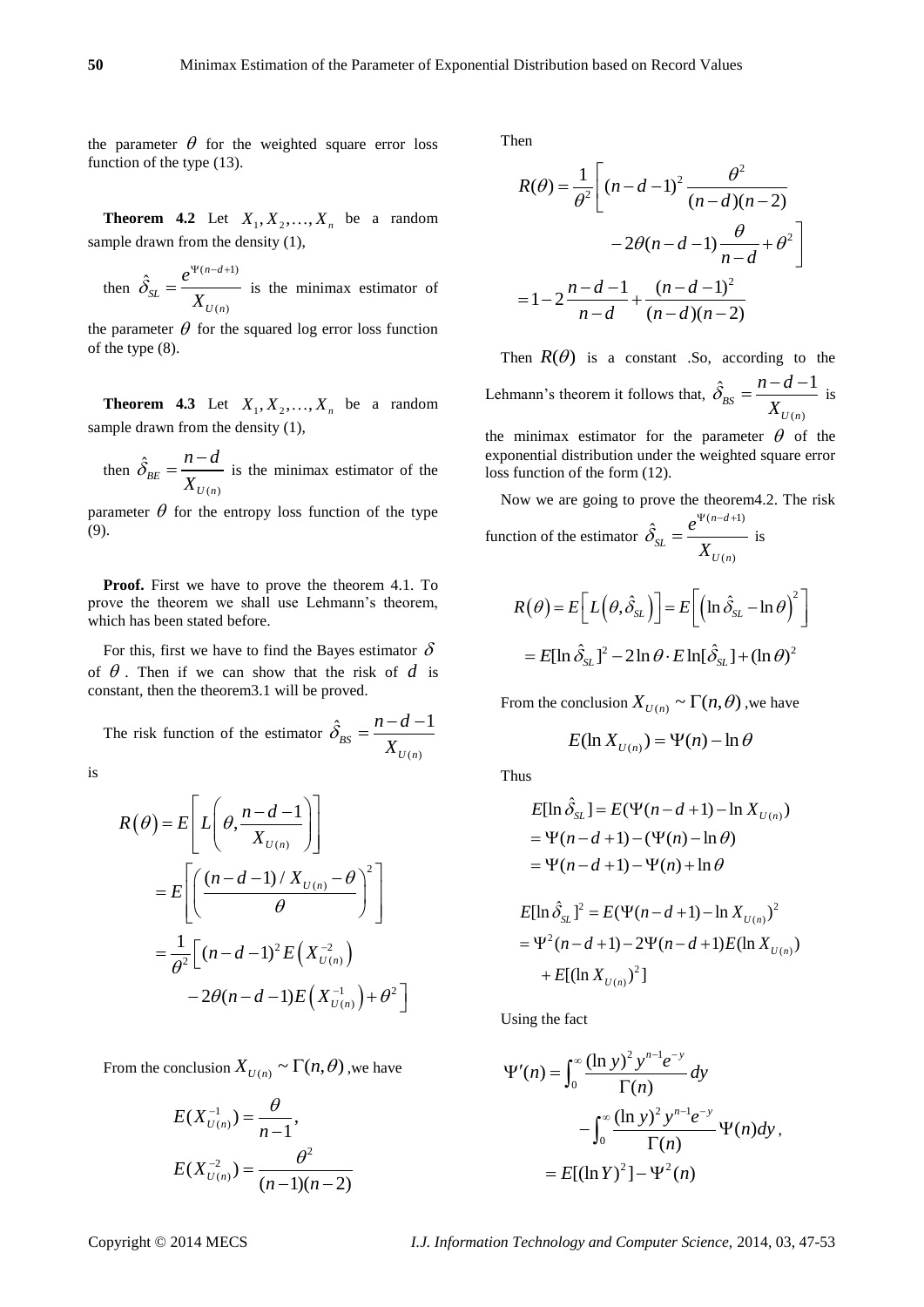the parameter $\theta$ for the weighted square error loss function of the type (13).

**Theorem 4.2** Let $X_1, X_2, \ldots, X_n$ be a random sample drawn from the density (1),

then $\hat{\delta}_{SL} = \dfrac{e^{\Psi(n-d+1)}}{X_{U(n)}}$ is the minimax estimator of the parameter $\theta$ for the squared log error loss function of the type (8).

**Theorem 4.3** Let $X_1, X_2, \ldots, X_n$ be a random sample drawn from the density (1),

then $\hat{\delta}_{BE} = \dfrac{n-d}{X_{U(n)}}$ is the minimax estimator of the parameter $\theta$ for the entropy loss function of the type (9).

**Proof.** First we have to prove the theorem 4.1. To prove the theorem we shall use Lehmann's theorem, which has been stated before.

For this, first we have to find the Bayes estimator $\delta$ of $\theta$. Then if we can show that the risk of $d$ is constant, then the theorem3.1 will be proved.

The risk function of the estimator $\hat{\delta}_{BS} = \dfrac{n-d-1}{X_{U(n)}}$ is

$$
\begin{aligned}
R(\theta) &= E\left[L\left(\theta, \frac{n-d-1}{X_{U(n)}}\right)\right] \\
&= E\left[\left(\frac{(n-d-1)/X_{U(n)} - \theta}{\theta}\right)^2\right] \\
&= \frac{1}{\theta^2}\Big[(n-d-1)^2 E\left(X_{U(n)}^{-2}\right) \\
&\quad - 2\theta(n-d-1)E\left(X_{U(n)}^{-1}\right) + \theta^2\Big]
\end{aligned}
$$

From the conclusion $X_{U(n)} \sim \Gamma(n, \theta)$ ,we have

$$
E(X_{U(n)}^{-1}) = \frac{\theta}{n-1},
$$
$$
E(X_{U(n)}^{-2}) = \frac{\theta^2}{(n-1)(n-2)}
$$

Then

$$
\begin{aligned}
R(\theta) &= \frac{1}{\theta^2}\Bigg[(n-d-1)^2 \frac{\theta^2}{(n-d)(n-2)} \\
&\quad - 2\theta(n-d-1)\frac{\theta}{n-d} + \theta^2\Bigg] \\
&= 1 - 2\frac{n-d-1}{n-d} + \frac{(n-d-1)^2}{(n-d)(n-2)}
\end{aligned}
$$

Then $R(\theta)$ is a constant .So, according to the Lehmann's theorem it follows that, $\hat{\delta}_{BS} = \dfrac{n-d-1}{X_{U(n)}}$ is the minimax estimator for the parameter $\theta$ of the exponential distribution under the weighted square error loss function of the form (12).

Now we are going to prove the theorem4.2. The risk function of the estimator $\hat{\delta}_{SL} = \dfrac{e^{\Psi(n-d+1)}}{X_{U(n)}}$ is

$$
\begin{aligned}
R(\theta) &= E\left[L\left(\theta, \hat{\delta}_{SL}\right)\right] = E\left[\left(\ln \hat{\delta}_{SL} - \ln \theta\right)^2\right] \\
&= E[\ln \hat{\delta}_{SL}]^2 - 2\ln\theta \cdot E\ln[\hat{\delta}_{SL}] + (\ln\theta)^2
\end{aligned}
$$

From the conclusion $X_{U(n)} \sim \Gamma(n, \theta)$ ,we have

$$
E(\ln X_{U(n)}) = \Psi(n) - \ln\theta
$$

Thus

$$
\begin{aligned}
E[\ln \hat{\delta}_{SL}] &= E(\Psi(n-d+1) - \ln X_{U(n)}) \\
&= \Psi(n-d+1) - (\Psi(n) - \ln\theta) \\
&= \Psi(n-d+1) - \Psi(n) + \ln\theta
\end{aligned}
$$

$$
\begin{aligned}
E[\ln \hat{\delta}_{SL}]^2 &= E(\Psi(n-d+1) - \ln X_{U(n)})^2 \\
&= \Psi^2(n-d+1) - 2\Psi(n-d+1)E(\ln X_{U(n)}) \\
&\quad + E[(\ln X_{U(n)})^2]
\end{aligned}
$$

Using the fact

$$
\begin{aligned}
\Psi'(n) &= \int_0^\infty \frac{(\ln y)^2 y^{n-1} e^{-y}}{\Gamma(n)} dy \\
&\quad - \int_0^\infty \frac{(\ln y)^2 y^{n-1} e^{-y}}{\Gamma(n)} \Psi(n) dy, \\
&= E[(\ln Y)^2] - \Psi^2(n)
\end{aligned}
$$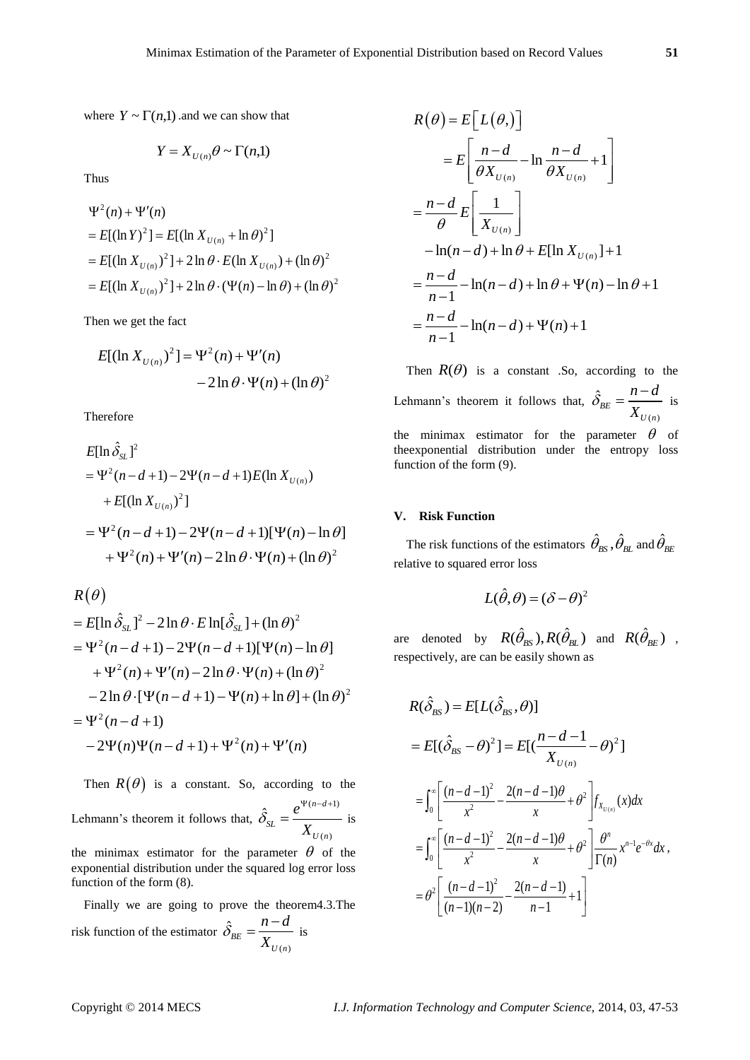where $Y \sim \Gamma(n,1)$ .and we can show that

$$Y = X_{U(n)}\theta \sim \Gamma(n,1)$$

Thus

$$\begin{aligned}
&\Psi^2(n) + \Psi'(n) \\
&= E[(\ln Y)^2] = E[(\ln X_{U(n)} + \ln\theta)^2] \\
&= E[(\ln X_{U(n)})^2] + 2\ln\theta \cdot E(\ln X_{U(n)}) + (\ln\theta)^2 \\
&= E[(\ln X_{U(n)})^2] + 2\ln\theta \cdot (\Psi(n) - \ln\theta) + (\ln\theta)^2
\end{aligned}$$

Then we get the fact

$$E[(\ln X_{U(n)})^2] = \Psi^2(n) + \Psi'(n) - 2\ln\theta \cdot \Psi(n) + (\ln\theta)^2$$

Therefore

$$\begin{aligned}
&E[\ln \hat{\delta}_{SL}]^2 \\
&= \Psi^2(n-d+1) - 2\Psi(n-d+1)E(\ln X_{U(n)}) \\
&\quad + E[(\ln X_{U(n)})^2] \\
&= \Psi^2(n-d+1) - 2\Psi(n-d+1)[\Psi(n) - \ln\theta] \\
&\quad + \Psi^2(n) + \Psi'(n) - 2\ln\theta \cdot \Psi(n) + (\ln\theta)^2
\end{aligned}$$

$$\begin{aligned}
&R(\theta) \\
&= E[\ln \hat{\delta}_{SL}]^2 - 2\ln\theta \cdot E\ln[\hat{\delta}_{SL}] + (\ln\theta)^2 \\
&= \Psi^2(n-d+1) - 2\Psi(n-d+1)[\Psi(n) - \ln\theta] \\
&\quad + \Psi^2(n) + \Psi'(n) - 2\ln\theta \cdot \Psi(n) + (\ln\theta)^2 \\
&\quad - 2\ln\theta \cdot [\Psi(n-d+1) - \Psi(n) + \ln\theta] + (\ln\theta)^2 \\
&= \Psi^2(n-d+1) \\
&\quad - 2\Psi(n)\Psi(n-d+1) + \Psi^2(n) + \Psi'(n)
\end{aligned}$$

Then $R(\theta)$ is a constant. So, according to the Lehmann's theorem it follows that, $\hat{\delta}_{SL} = \dfrac{e^{\Psi(n-d+1)}}{X_{U(n)}}$ is the minimax estimator for the parameter $\theta$ of the exponential distribution under the squared log error loss function of the form (8).

Finally we are going to prove the theorem4.3.The risk function of the estimator $\hat{\delta}_{BE} = \dfrac{n-d}{X_{U(n)}}$ is

$$\begin{aligned}
R(\theta) &= E\left[L(\theta,)\right] \\
&= E\left[\frac{n-d}{\theta X_{U(n)}} - \ln\frac{n-d}{\theta X_{U(n)}} + 1\right] \\
&= \frac{n-d}{\theta}E\left[\frac{1}{X_{U(n)}}\right] \\
&\quad - \ln(n-d) + \ln\theta + E[\ln X_{U(n)}] + 1 \\
&= \frac{n-d}{n-1} - \ln(n-d) + \ln\theta + \Psi(n) - \ln\theta + 1 \\
&= \frac{n-d}{n-1} - \ln(n-d) + \Psi(n) + 1
\end{aligned}$$

Then $R(\theta)$ is a constant .So, according to the Lehmann's theorem it follows that, $\hat{\delta}_{BE} = \dfrac{n-d}{X_{U(n)}}$ is the minimax estimator for the parameter $\theta$ of theexponential distribution under the entropy loss function of the form (9).

## V. Risk Function

The risk functions of the estimators $\hat{\theta}_{BS}, \hat{\theta}_{BL}$ and $\hat{\theta}_{BE}$ relative to squared error loss

$$L(\hat{\theta}, \theta) = (\delta - \theta)^2$$

are denoted by $R(\hat{\theta}_{BS}), R(\hat{\theta}_{BL})$ and $R(\hat{\theta}_{BE})$ , respectively, are can be easily shown as

$$\begin{aligned}
&R(\hat{\delta}_{BS}) = E[L(\hat{\delta}_{BS}, \theta)] \\
&= E[(\hat{\delta}_{BS} - \theta)^2] = E[(\frac{n-d-1}{X_{U(n)}} - \theta)^2] \\
&= \int_0^\infty \left[\frac{(n-d-1)^2}{x^2} - \frac{2(n-d-1)\theta}{x} + \theta^2\right] f_{X_{U(n)}}(x)dx \\
&= \int_0^\infty \left[\frac{(n-d-1)^2}{x^2} - \frac{2(n-d-1)\theta}{x} + \theta^2\right] \frac{\theta^n}{\Gamma(n)} x^{n-1} e^{-\theta x} dx, \\
&= \theta^2 \left[\frac{(n-d-1)^2}{(n-1)(n-2)} - \frac{2(n-d-1)}{n-1} + 1\right]
\end{aligned}$$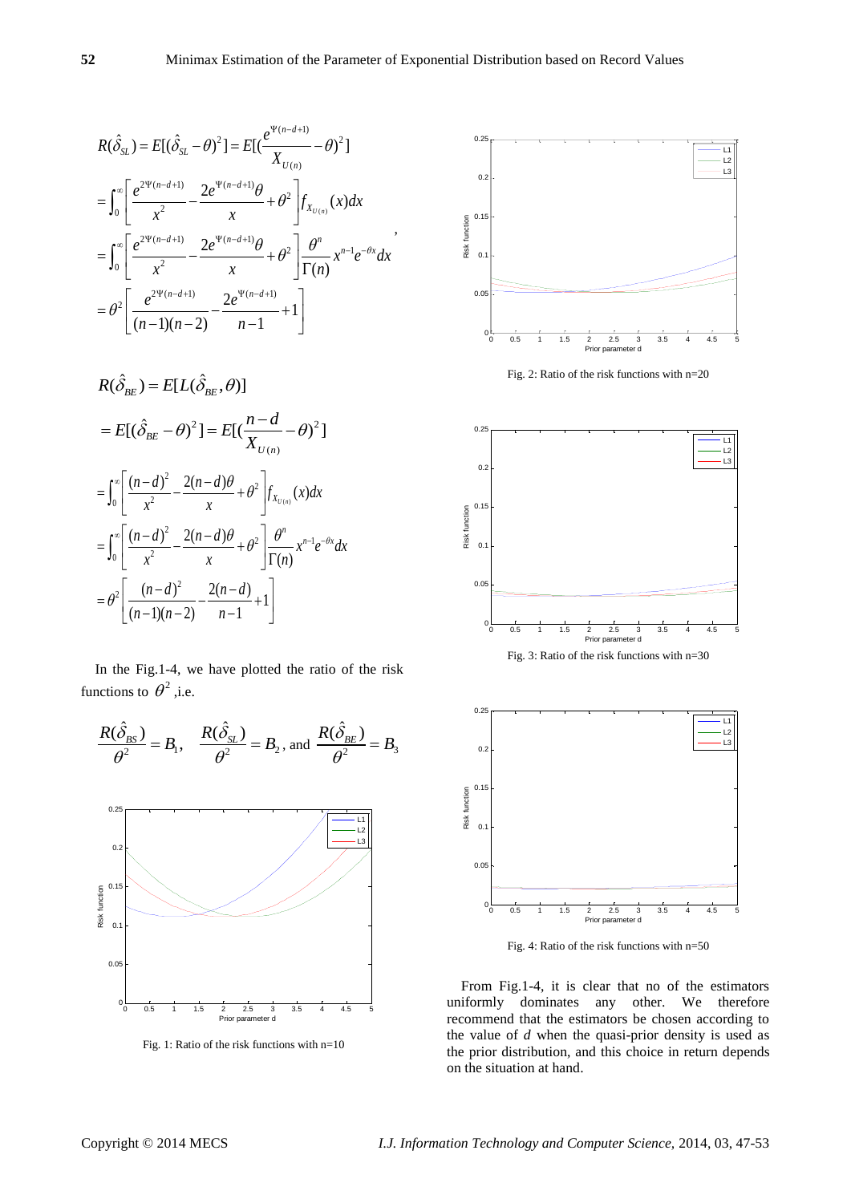$$
\begin{aligned}
R(\hat{\delta}_{SL}) &= E[(\hat{\delta}_{SL}-\theta)^2] = E[(\frac{e^{\Psi(n-d+1)}}{X_{U(n)}}-\theta)^2] \\
&= \int_0^\infty \left[ \frac{e^{2\Psi(n-d+1)}}{x^2} - \frac{2e^{\Psi(n-d+1)}\theta}{x} + \theta^2 \right] f_{X_{U(n)}}(x)dx \\
&= \int_0^\infty \left[ \frac{e^{2\Psi(n-d+1)}}{x^2} - \frac{2e^{\Psi(n-d+1)}\theta}{x} + \theta^2 \right] \frac{\theta^n}{\Gamma(n)} x^{n-1}e^{-\theta x}dx, \\
&= \theta^2 \left[ \frac{e^{2\Psi(n-d+1)}}{(n-1)(n-2)} - \frac{2e^{\Psi(n-d+1)}}{n-1} + 1 \right]
\end{aligned}
$$

$$
\begin{aligned}
R(\hat{\delta}_{BE}) &= E[L(\hat{\delta}_{BE},\theta)] \\
&= E[(\hat{\delta}_{BE}-\theta)^2] = E[(\frac{n-d}{X_{U(n)}}-\theta)^2] \\
&= \int_0^\infty \left[ \frac{(n-d)^2}{x^2} - \frac{2(n-d)\theta}{x} + \theta^2 \right] f_{X_{U(n)}}(x)dx \\
&= \int_0^\infty \left[ \frac{(n-d)^2}{x^2} - \frac{2(n-d)\theta}{x} + \theta^2 \right] \frac{\theta^n}{\Gamma(n)} x^{n-1}e^{-\theta x}dx \\
&= \theta^2 \left[ \frac{(n-d)^2}{(n-1)(n-2)} - \frac{2(n-d)}{n-1} + 1 \right]
\end{aligned}
$$

In the Fig.1-4, we have plotted the ratio of the risk functions to $\theta^2$ ,i.e.

$$
\frac{R(\hat{\delta}_{BS})}{\theta^2} = B_1, \quad \frac{R(\hat{\delta}_{SL})}{\theta^2} = B_2, \text{ and } \frac{R(\hat{\delta}_{BE})}{\theta^2} = B_3
$$

Fig. 1: Ratio of the risk functions with n=10

Fig. 2: Ratio of the risk functions with n=20

Fig. 3: Ratio of the risk functions with n=30

Fig. 4: Ratio of the risk functions with n=50

From Fig.1-4, it is clear that no of the estimators uniformly dominates any other. We therefore recommend that the estimators be chosen according to the value of *d* when the quasi-prior density is used as the prior distribution, and this choice in return depends on the situation at hand.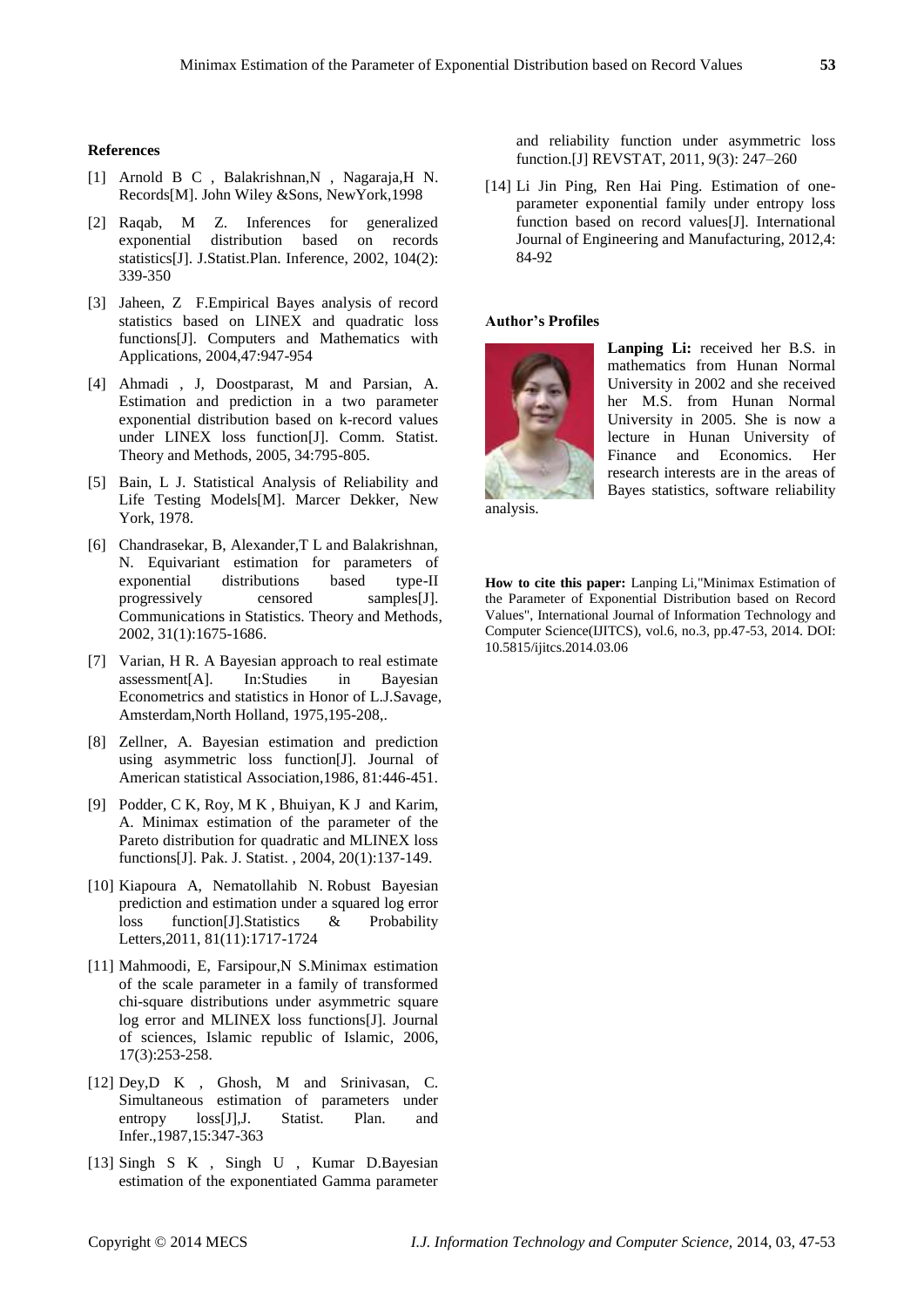## References

[1] Arnold B C , Balakrishnan,N , Nagaraja,H N. Records[M]. John Wiley &Sons, NewYork,1998

[2] Raqab, M Z. Inferences for generalized exponential distribution based on records statistics[J]. J.Statist.Plan. Inference, 2002, 104(2): 339-350

[3] Jaheen, Z F.Empirical Bayes analysis of record statistics based on LINEX and quadratic loss functions[J]. Computers and Mathematics with Applications, 2004,47:947-954

[4] Ahmadi , J, Doostparast, M and Parsian, A. Estimation and prediction in a two parameter exponential distribution based on k-record values under LINEX loss function[J]. Comm. Statist. Theory and Methods, 2005, 34:795-805.

[5] Bain, L J. Statistical Analysis of Reliability and Life Testing Models[M]. Marcer Dekker, New York, 1978.

[6] Chandrasekar, B, Alexander,T L and Balakrishnan, N. Equivariant estimation for parameters of exponential distributions based type-II progressively censored samples[J]. Communications in Statistics. Theory and Methods, 2002, 31(1):1675-1686.

[7] Varian, H R. A Bayesian approach to real estimate assessment[A]. In:Studies in Bayesian Econometrics and statistics in Honor of L.J.Savage, Amsterdam,North Holland, 1975,195-208,.

[8] Zellner, A. Bayesian estimation and prediction using asymmetric loss function[J]. Journal of American statistical Association,1986, 81:446-451.

[9] Podder, C K, Roy, M K , Bhuiyan, K J and Karim, A. Minimax estimation of the parameter of the Pareto distribution for quadratic and MLINEX loss functions[J]. Pak. J. Statist. , 2004, 20(1):137-149.

[10] Kiapoura A, Nematollahib N. Robust Bayesian prediction and estimation under a squared log error loss function[J].Statistics & Probability Letters,2011, 81(11):1717-1724

[11] Mahmoodi, E, Farsipour,N S.Minimax estimation of the scale parameter in a family of transformed chi-square distributions under asymmetric square log error and MLINEX loss functions[J]. Journal of sciences, Islamic republic of Islamic, 2006, 17(3):253-258.

[12] Dey,D K , Ghosh, M and Srinivasan, C. Simultaneous estimation of parameters under entropy loss[J],J. Statist. Plan. and Infer.,1987,15:347-363

[13] Singh S K , Singh U , Kumar D.Bayesian estimation of the exponentiated Gamma parameter and reliability function under asymmetric loss function.[J] REVSTAT, 2011, 9(3): 247–260

[14] Li Jin Ping, Ren Hai Ping. Estimation of one-parameter exponential family under entropy loss function based on record values[J]. International Journal of Engineering and Manufacturing, 2012,4: 84-92

## Author's Profiles

**Lanping Li:** received her B.S. in mathematics from Hunan Normal University in 2002 and she received her M.S. from Hunan Normal University in 2005. She is now a lecture in Hunan University of Finance and Economics. Her research interests are in the areas of Bayes statistics, software reliability analysis.

**How to cite this paper:** Lanping Li,"Minimax Estimation of the Parameter of Exponential Distribution based on Record Values", International Journal of Information Technology and Computer Science(IJITCS), vol.6, no.3, pp.47-53, 2014. DOI: 10.5815/ijitcs.2014.03.06